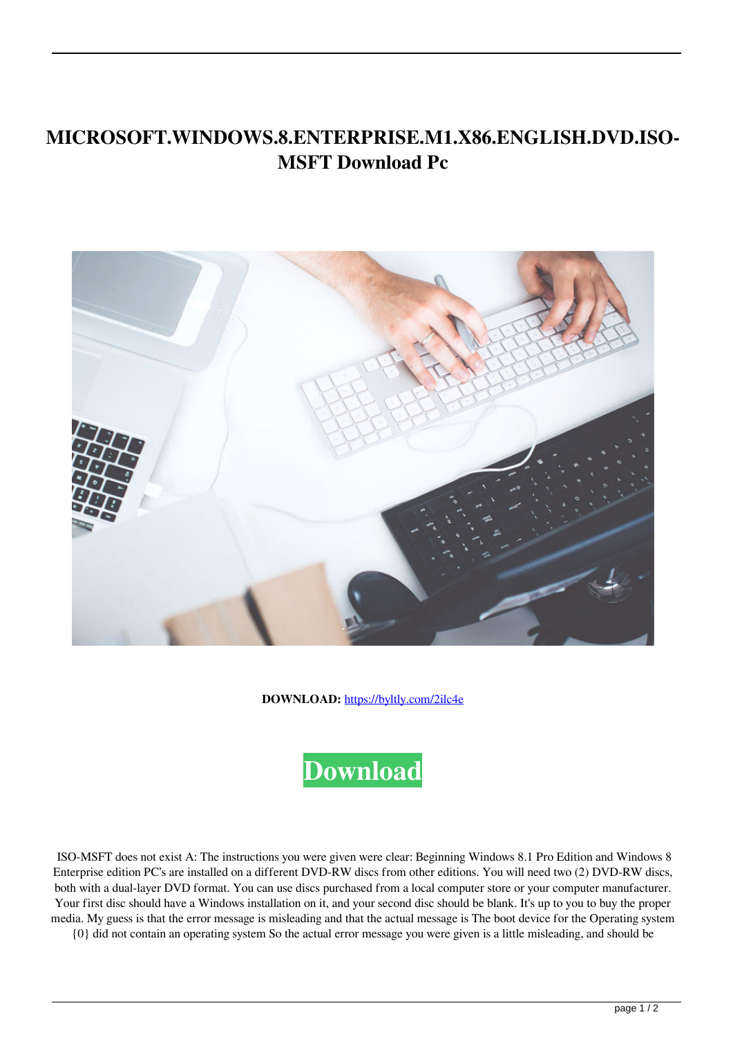# MICROSOFT.WINDOWS.8.ENTERPRISE.M1.X86.ENGLISH.DVD.ISO-MSFT Download Pc

**DOWNLOAD:** https://byltly.com/2ilc4e

Download

ISO-MSFT does not exist A: The instructions you were given were clear: Beginning Windows 8.1 Pro Edition and Windows 8 Enterprise edition PC's are installed on a different DVD-RW discs from other editions. You will need two (2) DVD-RW discs, both with a dual-layer DVD format. You can use discs purchased from a local computer store or your computer manufacturer. Your first disc should have a Windows installation on it, and your second disc should be blank. It's up to you to buy the proper media. My guess is that the error message is misleading and that the actual message is The boot device for the Operating system {0} did not contain an operating system So the actual error message you were given is a little misleading, and should be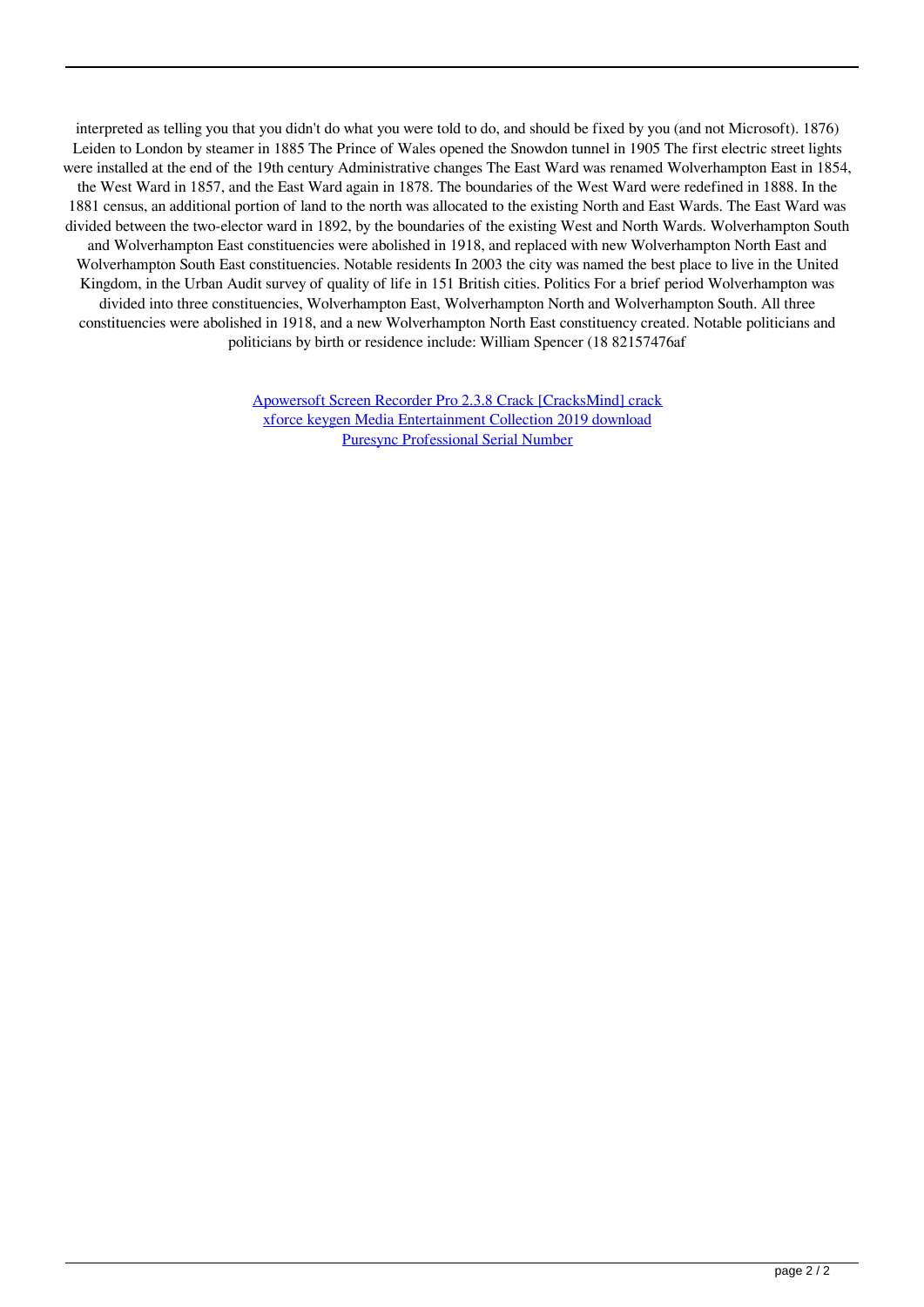interpreted as telling you that you didn't do what you were told to do, and should be fixed by you (and not Microsoft). 1876) Leiden to London by steamer in 1885 The Prince of Wales opened the Snowdon tunnel in 1905 The first electric street lights were installed at the end of the 19th century Administrative changes The East Ward was renamed Wolverhampton East in 1854, the West Ward in 1857, and the East Ward again in 1878. The boundaries of the West Ward were redefined in 1888. In the 1881 census, an additional portion of land to the north was allocated to the existing North and East Wards. The East Ward was divided between the two-elector ward in 1892, by the boundaries of the existing West and North Wards. Wolverhampton South and Wolverhampton East constituencies were abolished in 1918, and replaced with new Wolverhampton North East and Wolverhampton South East constituencies. Notable residents In 2003 the city was named the best place to live in the United Kingdom, in the Urban Audit survey of quality of life in 151 British cities. Politics For a brief period Wolverhampton was divided into three constituencies, Wolverhampton East, Wolverhampton North and Wolverhampton South. All three constituencies were abolished in 1918, and a new Wolverhampton North East constituency created. Notable politicians and politicians by birth or residence include: William Spencer (18 82157476af

Apowersoft Screen Recorder Pro 2.3.8 Crack [CracksMind] crack
xforce keygen Media Entertainment Collection 2019 download
Puresync Professional Serial Number